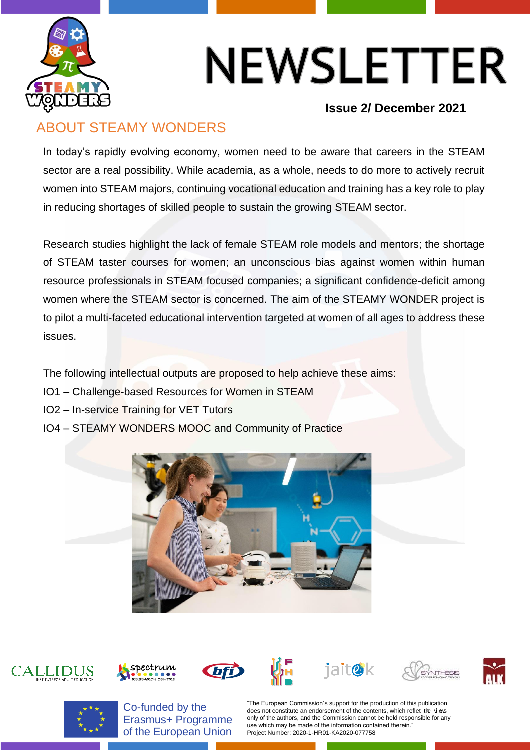# NEWSLETTER

**Issue 2/ December 2021**

## ABOUT STEAMY WONDERS

In today's rapidly evolving economy, women need to be aware that careers in the STEAM sector are a real possibility. While academia, as a whole, needs to do more to actively recruit women into STEAM majors, continuing vocational education and training has a key role to play in reducing shortages of skilled people to sustain the growing STEAM sector.

Research studies highlight the lack of female STEAM role models and mentors; the shortage of STEAM taster courses for women; an unconscious bias against women within human resource professionals in STEAM focused companies; a significant confidence-deficit among women where the STEAM sector is concerned. The aim of the STEAMY WONDER project is to pilot a multi-faceted educational intervention targeted at women of all ages to address these issues.

The following intellectual outputs are proposed to help achieve these aims:

IO1 – Challenge-based Resources for Women in STEAM

IO2 – In-service Training for VET Tutors

IO4 – STEAMY WONDERS MOOC and Community of Practice

Co-funded by the Erasmus+ Programme of the European Union

"The European Commission's support for the production of this publication does not constitute an endorsement of the contents, which reflet the views only of the authors, and the Commission cannot be held responsible for any use which may be made of the information contained therein."
Project Number: 2020-1-HR01-KA2020-077758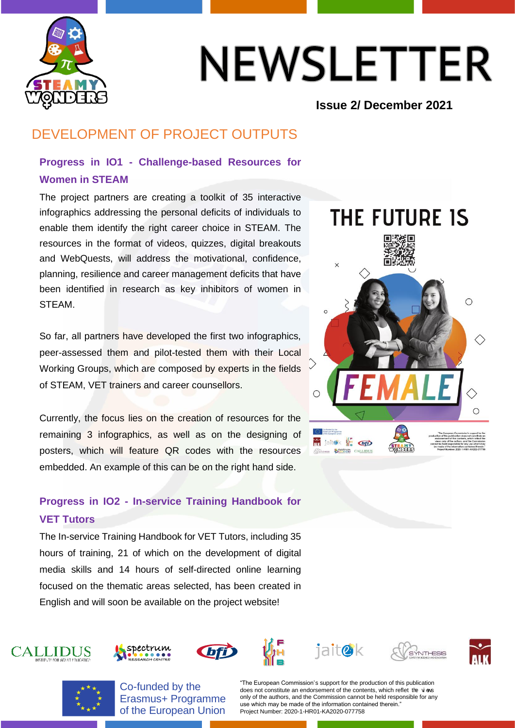# NEWSLETTER

**Issue 2/ December 2021**

## DEVELOPMENT OF PROJECT OUTPUTS

### Progress in IO1 - Challenge-based Resources for Women in STEAM

The project partners are creating a toolkit of 35 interactive infographics addressing the personal deficits of individuals to enable them identify the right career choice in STEAM. The resources in the format of videos, quizzes, digital breakouts and WebQuests, will address the motivational, confidence, planning, resilience and career management deficits that have been identified in research as key inhibitors of women in STEAM.

So far, all partners have developed the first two infographics, peer-assessed them and pilot-tested them with their Local Working Groups, which are composed by experts in the fields of STEAM, VET trainers and career counsellors.

Currently, the focus lies on the creation of resources for the remaining 3 infographics, as well as on the designing of posters, which will feature QR codes with the resources embedded. An example of this can be on the right hand side.

### Progress in IO2 - In-service Training Handbook for VET Tutors

The In-service Training Handbook for VET Tutors, including 35 hours of training, 21 of which on the development of digital media skills and 14 hours of self-directed online learning focused on the thematic areas selected, has been created in English and will soon be available on the project website!

Co-funded by the Erasmus+ Programme of the European Union

"The European Commission's support for the production of this publication does not constitute an endorsement of the contents, which reflet the views only of the authors, and the Commission cannot be held responsible for any use which may be made of the information contained therein."
Project Number: 2020-1-HR01-KA2020-077758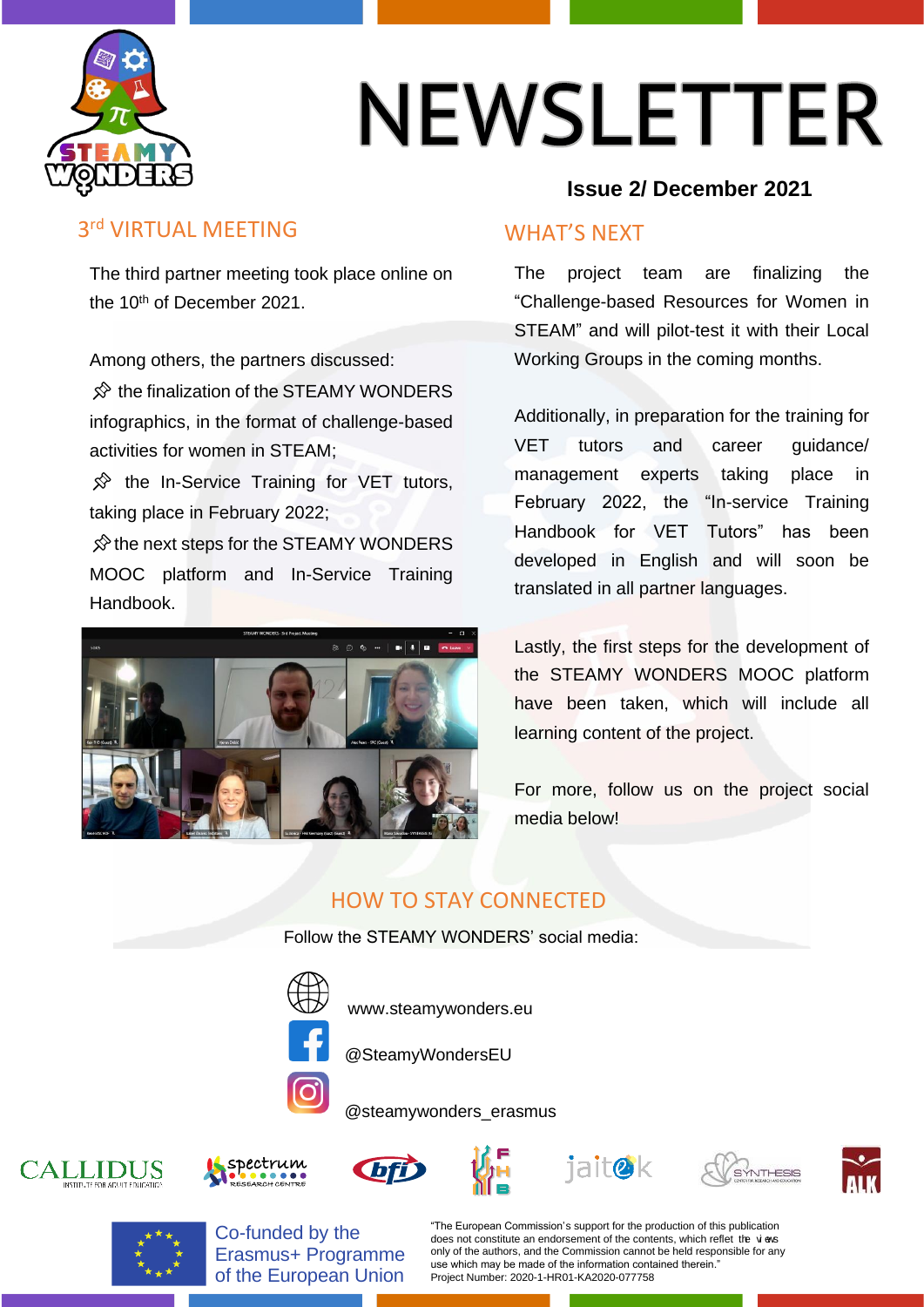# NEWSLETTER

**Issue 2/ December 2021**

## 3rd VIRTUAL MEETING

The third partner meeting took place online on the 10th of December 2021.

Among others, the partners discussed:

- the finalization of the STEAMY WONDERS infographics, in the format of challenge-based activities for women in STEAM;
- the In-Service Training for VET tutors, taking place in February 2022;
- the next steps for the STEAMY WONDERS MOOC platform and In-Service Training Handbook.

## WHAT'S NEXT

The project team are finalizing the "Challenge-based Resources for Women in STEAM" and will pilot-test it with their Local Working Groups in the coming months.

Additionally, in preparation for the training for VET tutors and career guidance/ management experts taking place in February 2022, the "In-service Training Handbook for VET Tutors" has been developed in English and will soon be translated in all partner languages.

Lastly, the first steps for the development of the STEAMY WONDERS MOOC platform have been taken, which will include all learning content of the project.

For more, follow us on the project social media below!

## HOW TO STAY CONNECTED

Follow the STEAMY WONDERS' social media:

www.steamywonders.eu

@SteamyWondersEU

@steamywonders_erasmus

Co-funded by the Erasmus+ Programme of the European Union

"The European Commission's support for the production of this publication does not constitute an endorsement of the contents, which reflect the views only of the authors, and the Commission cannot be held responsible for any use which may be made of the information contained therein."
Project Number: 2020-1-HR01-KA2020-077758